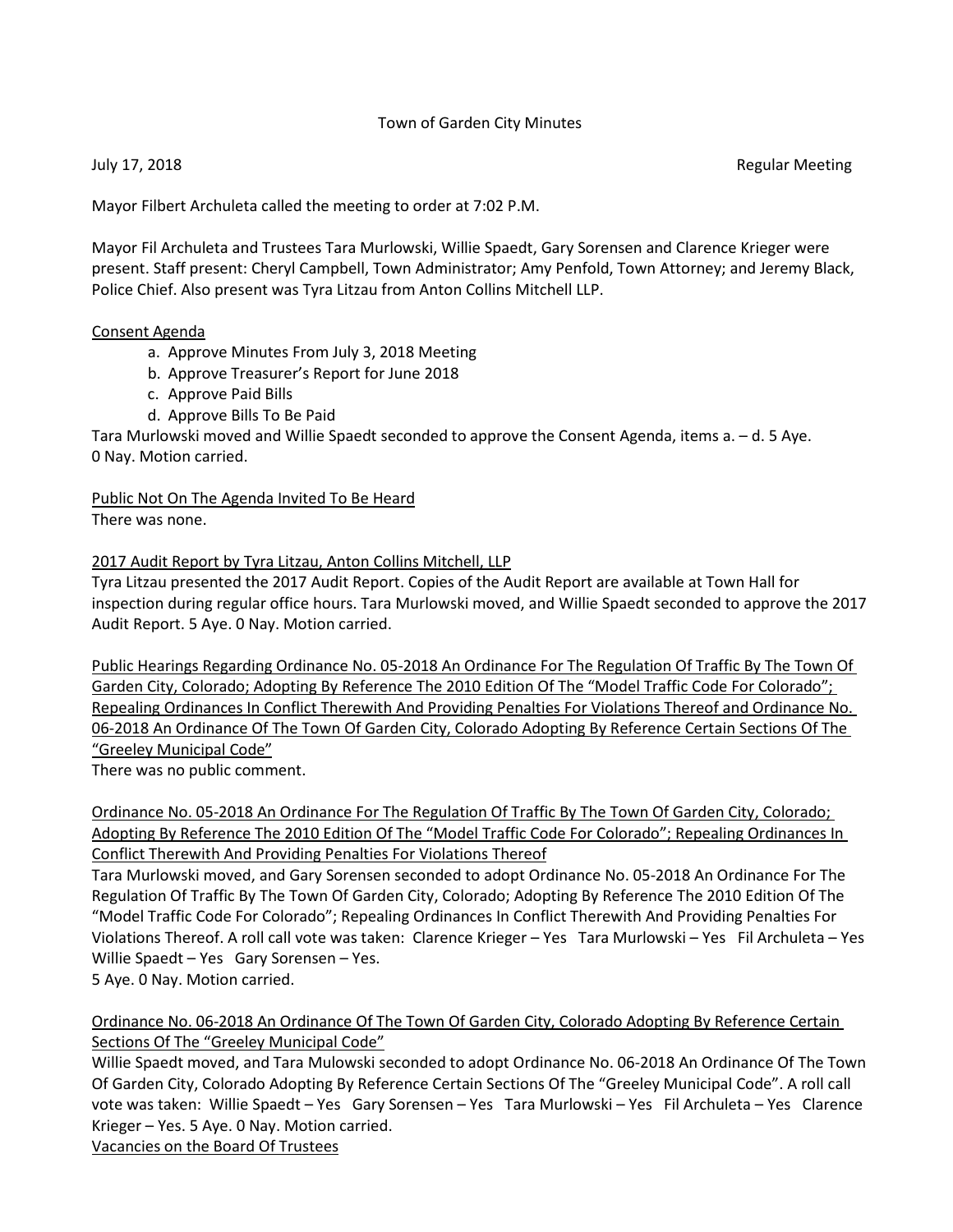Town of Garden City Minutes

July 17, 2018 Regular Meeting

Mayor Filbert Archuleta called the meeting to order at 7:02 P.M.

Mayor Fil Archuleta and Trustees Tara Murlowski, Willie Spaedt, Gary Sorensen and Clarence Krieger were present. Staff present: Cheryl Campbell, Town Administrator; Amy Penfold, Town Attorney; and Jeremy Black, Police Chief. Also present was Tyra Litzau from Anton Collins Mitchell LLP.

<u>Consent Agenda</u>

a. Approve Minutes From July 3, 2018 Meeting
b. Approve Treasurer's Report for June 2018
c. Approve Paid Bills
d. Approve Bills To Be Paid

Tara Murlowski moved and Willie Spaedt seconded to approve the Consent Agenda, items a. – d. 5 Aye. 0 Nay. Motion carried.

<u>Public Not On The Agenda Invited To Be Heard</u>

There was none.

<u>2017 Audit Report by Tyra Litzau, Anton Collins Mitchell, LLP</u>

Tyra Litzau presented the 2017 Audit Report. Copies of the Audit Report are available at Town Hall for inspection during regular office hours. Tara Murlowski moved, and Willie Spaedt seconded to approve the 2017 Audit Report. 5 Aye. 0 Nay. Motion carried.

<u>Public Hearings Regarding Ordinance No. 05-2018 An Ordinance For The Regulation Of Traffic By The Town Of Garden City, Colorado; Adopting By Reference The 2010 Edition Of The "Model Traffic Code For Colorado"; Repealing Ordinances In Conflict Therewith And Providing Penalties For Violations Thereof and Ordinance No. 06-2018 An Ordinance Of The Town Of Garden City, Colorado Adopting By Reference Certain Sections Of The "Greeley Municipal Code"</u>

There was no public comment.

<u>Ordinance No. 05-2018 An Ordinance For The Regulation Of Traffic By The Town Of Garden City, Colorado; Adopting By Reference The 2010 Edition Of The "Model Traffic Code For Colorado"; Repealing Ordinances In Conflict Therewith And Providing Penalties For Violations Thereof</u>

Tara Murlowski moved, and Gary Sorensen seconded to adopt Ordinance No. 05-2018 An Ordinance For The Regulation Of Traffic By The Town Of Garden City, Colorado; Adopting By Reference The 2010 Edition Of The "Model Traffic Code For Colorado"; Repealing Ordinances In Conflict Therewith And Providing Penalties For Violations Thereof. A roll call vote was taken: Clarence Krieger – Yes Tara Murlowski – Yes Fil Archuleta – Yes Willie Spaedt – Yes Gary Sorensen – Yes.

5 Aye. 0 Nay. Motion carried.

<u>Ordinance No. 06-2018 An Ordinance Of The Town Of Garden City, Colorado Adopting By Reference Certain Sections Of The "Greeley Municipal Code"</u>

Willie Spaedt moved, and Tara Mulowski seconded to adopt Ordinance No. 06-2018 An Ordinance Of The Town Of Garden City, Colorado Adopting By Reference Certain Sections Of The "Greeley Municipal Code". A roll call vote was taken: Willie Spaedt – Yes Gary Sorensen – Yes Tara Murlowski – Yes Fil Archuleta – Yes Clarence Krieger – Yes. 5 Aye. 0 Nay. Motion carried.

<u>Vacancies on the Board Of Trustees</u>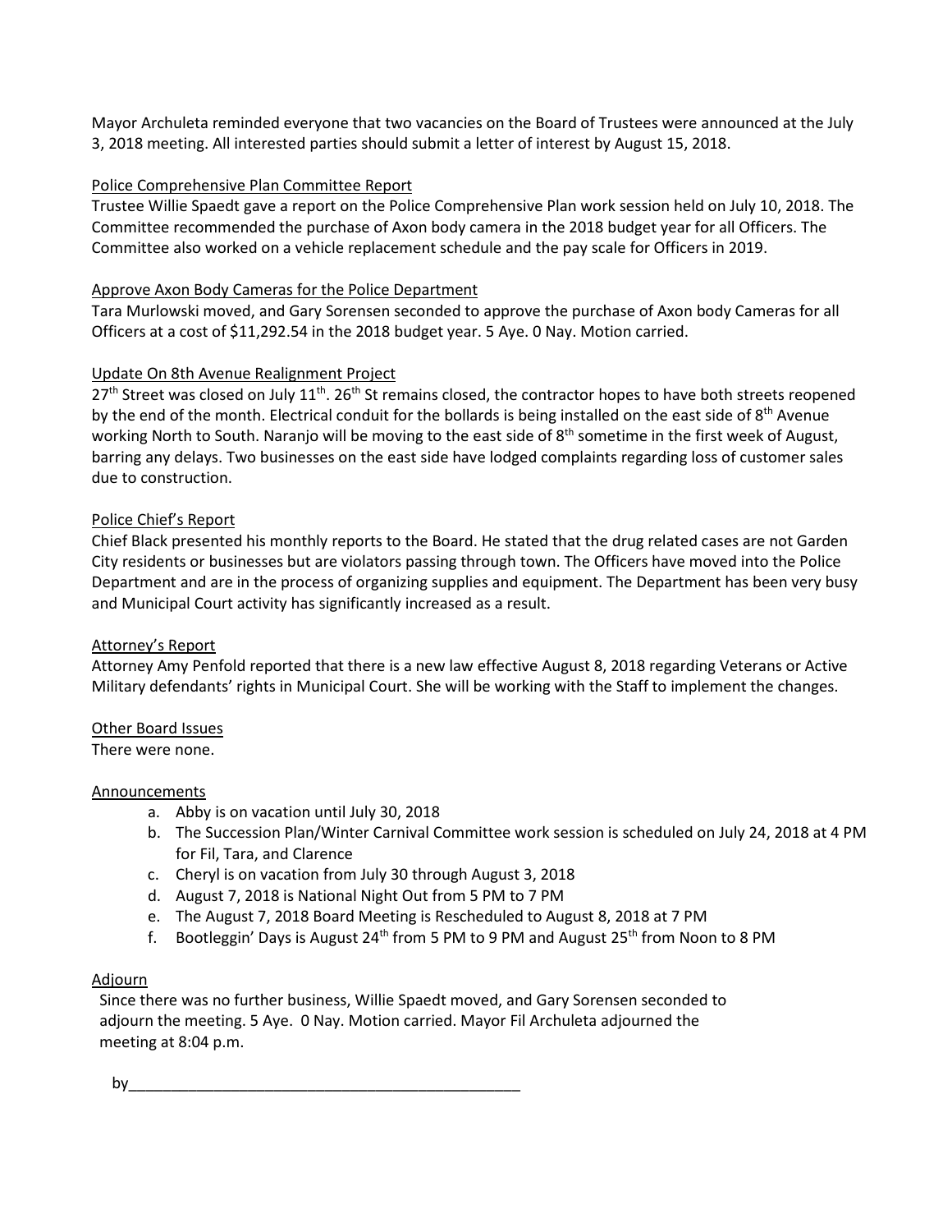Mayor Archuleta reminded everyone that two vacancies on the Board of Trustees were announced at the July 3, 2018 meeting. All interested parties should submit a letter of interest by August 15, 2018.

Police Comprehensive Plan Committee Report

Trustee Willie Spaedt gave a report on the Police Comprehensive Plan work session held on July 10, 2018. The Committee recommended the purchase of Axon body camera in the 2018 budget year for all Officers. The Committee also worked on a vehicle replacement schedule and the pay scale for Officers in 2019.

Approve Axon Body Cameras for the Police Department

Tara Murlowski moved, and Gary Sorensen seconded to approve the purchase of Axon body Cameras for all Officers at a cost of $11,292.54 in the 2018 budget year. 5 Aye. 0 Nay. Motion carried.

Update On 8th Avenue Realignment Project

27th Street was closed on July 11th. 26th St remains closed, the contractor hopes to have both streets reopened by the end of the month. Electrical conduit for the bollards is being installed on the east side of 8th Avenue working North to South. Naranjo will be moving to the east side of 8th sometime in the first week of August, barring any delays. Two businesses on the east side have lodged complaints regarding loss of customer sales due to construction.

Police Chief's Report

Chief Black presented his monthly reports to the Board. He stated that the drug related cases are not Garden City residents or businesses but are violators passing through town. The Officers have moved into the Police Department and are in the process of organizing supplies and equipment. The Department has been very busy and Municipal Court activity has significantly increased as a result.

Attorney's Report

Attorney Amy Penfold reported that there is a new law effective August 8, 2018 regarding Veterans or Active Military defendants' rights in Municipal Court. She will be working with the Staff to implement the changes.

Other Board Issues

There were none.

Announcements

a. Abby is on vacation until July 30, 2018
b. The Succession Plan/Winter Carnival Committee work session is scheduled on July 24, 2018 at 4 PM for Fil, Tara, and Clarence
c. Cheryl is on vacation from July 30 through August 3, 2018
d. August 7, 2018 is National Night Out from 5 PM to 7 PM
e. The August 7, 2018 Board Meeting is Rescheduled to August 8, 2018 at 7 PM
f. Bootleggin' Days is August 24th from 5 PM to 9 PM and August 25th from Noon to 8 PM

Adjourn

Since there was no further business, Willie Spaedt moved, and Gary Sorensen seconded to adjourn the meeting. 5 Aye. 0 Nay. Motion carried. Mayor Fil Archuleta adjourned the meeting at 8:04 p.m.

by_______________________________________________